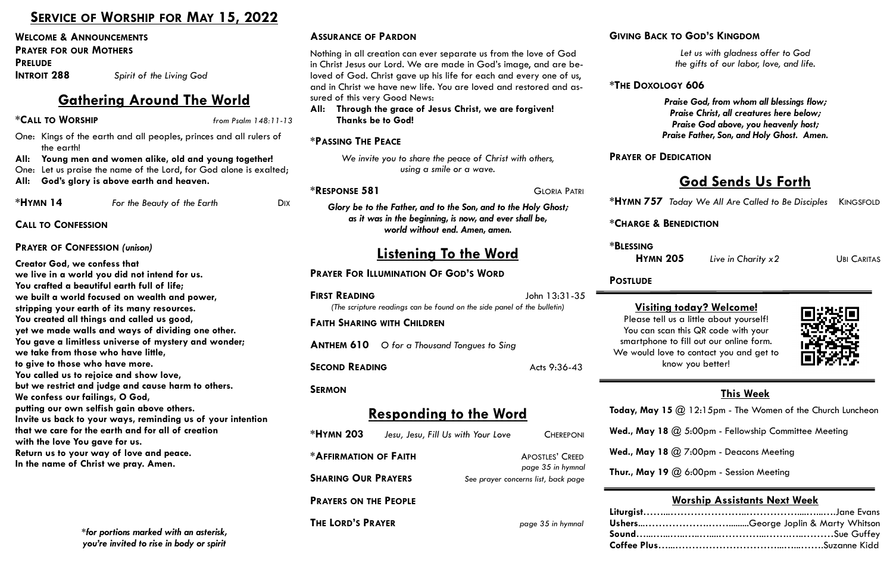# Service of Worship for May 15, 2022

**Welcome & Announcements**
**Prayer for our Mothers**
**Prelude**
**Introit 288** *Spirit of the Living God*

## Gathering Around The World

**\*Call to Worship** *from Psalm 148:11-13*

One: Kings of the earth and all peoples, princes and all rulers of the earth!
**All: Young men and women alike, old and young together!**
One: Let us praise the name of the Lord, for God alone is exalted;
**All: God's glory is above earth and heaven.**

**\*Hymn 14** *For the Beauty of the Earth* Dix

**Call to Confession**

**Prayer of Confession** *(unison)*

**Creator God, we confess that**
**we live in a world you did not intend for us.**
**You crafted a beautiful earth full of life;**
**we built a world focused on wealth and power,**
**stripping your earth of its many resources.**
**You created all things and called us good,**
**yet we made walls and ways of dividing one other.**
**You gave a limitless universe of mystery and wonder;**
**we take from those who have little,**
**to give to those who have more.**
**You called us to rejoice and show love,**
**but we restrict and judge and cause harm to others.**
**We confess our failings, O God,**
**putting our own selfish gain above others.**
**Invite us back to your ways, reminding us of your intention**
**that we care for the earth and for all of creation**
**with the love You gave for us.**
**Return us to your way of love and peace.**
**In the name of Christ we pray. Amen.**

***for portions marked with an asterisk, you're invited to rise in body or spirit***

**Assurance of Pardon**

Nothing in all creation can ever separate us from the love of God in Christ Jesus our Lord. We are made in God's image, and are beloved of God. Christ gave up his life for each and every one of us, and in Christ we have new life. You are loved and restored and assured of this very Good News:
**All: Through the grace of Jesus Christ, we are forgiven! Thanks be to God!**

**\*Passing The Peace**

*We invite you to share the peace of Christ with others, using a smile or a wave.*

**\*Response 581** Gloria Patri

***Glory be to the Father, and to the Son, and to the Holy Ghost; as it was in the beginning, is now, and ever shall be, world without end. Amen, amen.***

## Listening To the Word

**Prayer For Illumination Of God's Word**

**First Reading** John 13:31-35
*(The scripture readings can be found on the side panel of the bulletin)*

**Faith Sharing with Children**

**Anthem 610** *O for a Thousand Tongues to Sing*

**Second Reading** Acts 9:36-43

**Sermon**

## Responding to the Word

**\*Hymn 203** *Jesu, Jesu, Fill Us with Your Love* Chereponi

**\*Affirmation of Faith** Apostles' Creed *page 35 in hymnal*

**Sharing Our Prayers** *See prayer concerns list, back page*

**Prayers on the People**

**The Lord's Prayer** *page 35 in hymnal*

**Giving Back to God's Kingdom**

*Let us with gladness offer to God the gifts of our labor, love, and life.*

**\*The Doxology 606**

***Praise God, from whom all blessings flow;***
***Praise Christ, all creatures here below;***
***Praise God above, you heavenly host;***
***Praise Father, Son, and Holy Ghost. Amen.***

**Prayer of Dedication**

## God Sends Us Forth

**\*Hymn 757** *Today We All Are Called to Be Disciples* Kingsfold

**\*Charge & Benediction**

**\*Blessing**
**Hymn 205** *Live in Charity x2* Ubi Caritas

**Postlude**

### Visiting today? Welcome!

Please tell us a little about yourself! You can scan this QR code with your smartphone to fill out our online form. We would love to contact you and get to know you better!

### This Week

**Today, May 15** @ 12:15pm - The Women of the Church Luncheon

**Wed., May 18** @ 5:00pm - Fellowship Committee Meeting

**Wed., May 18** @ 7:00pm - Deacons Meeting

**Thur., May 19** @ 6:00pm - Session Meeting

### Worship Assistants Next Week

**Liturgist**……Jane Evans
**Ushers**……George Joplin & Marty Whitson
**Sound**……Sue Guffey
**Coffee Plus**……Suzanne Kidd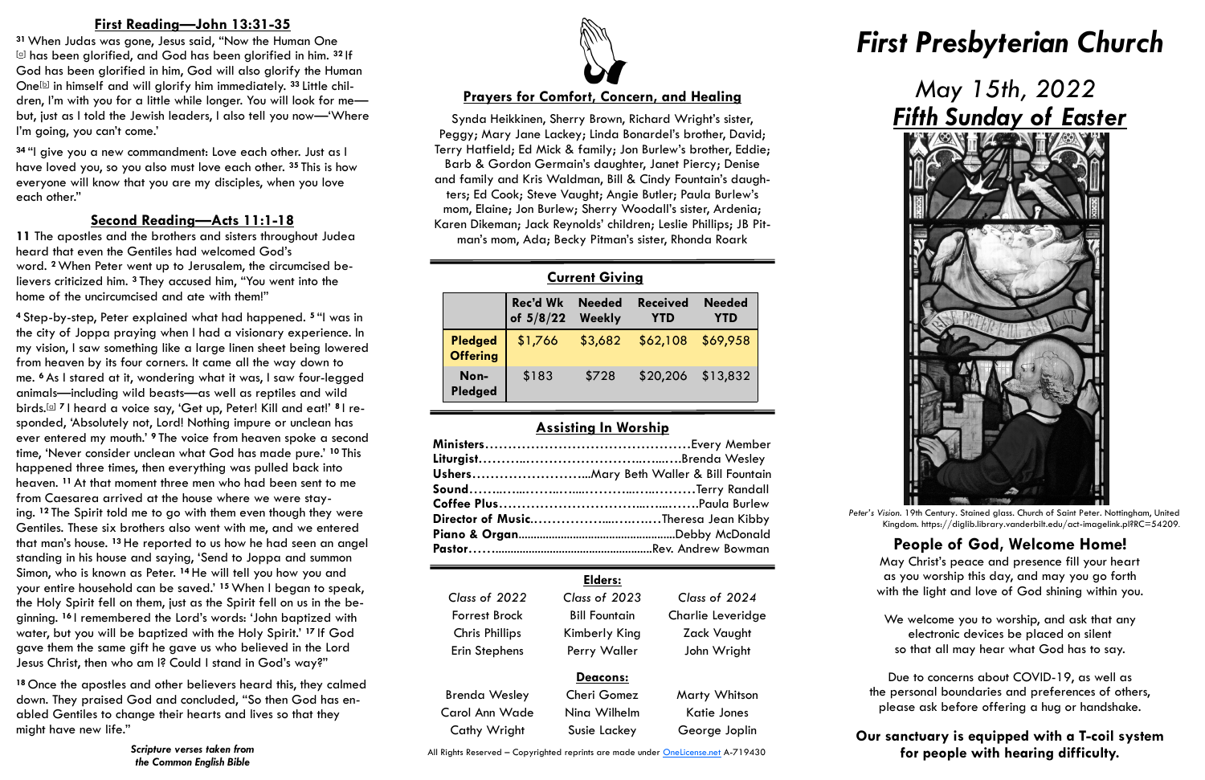## First Reading—John 13:31-35

31 When Judas was gone, Jesus said, "Now the Human One [a] has been glorified, and God has been glorified in him. 32 If God has been glorified in him, God will also glorify the Human One[b] in himself and will glorify him immediately. 33 Little children, I'm with you for a little while longer. You will look for me—but, just as I told the Jewish leaders, I also tell you now—'Where I'm going, you can't come.'

34 "I give you a new commandment: Love each other. Just as I have loved you, so you also must love each other. 35 This is how everyone will know that you are my disciples, when you love each other."

## Second Reading—Acts 11:1-18

11 The apostles and the brothers and sisters throughout Judea heard that even the Gentiles had welcomed God's word. 2 When Peter went up to Jerusalem, the circumcised believers criticized him. 3 They accused him, "You went into the home of the uncircumcised and ate with them!"

4 Step-by-step, Peter explained what had happened. 5 "I was in the city of Joppa praying when I had a visionary experience. In my vision, I saw something like a large linen sheet being lowered from heaven by its four corners. It came all the way down to me. 6 As I stared at it, wondering what it was, I saw four-legged animals—including wild beasts—as well as reptiles and wild birds.[a] 7 I heard a voice say, 'Get up, Peter! Kill and eat!' 8 I responded, 'Absolutely not, Lord! Nothing impure or unclean has ever entered my mouth.' 9 The voice from heaven spoke a second time, 'Never consider unclean what God has made pure.' 10 This happened three times, then everything was pulled back into heaven. 11 At that moment three men who had been sent to me from Caesarea arrived at the house where we were staying. 12 The Spirit told me to go with them even though they were Gentiles. These six brothers also went with me, and we entered that man's house. 13 He reported to us how he had seen an angel standing in his house and saying, 'Send to Joppa and summon Simon, who is known as Peter. 14 He will tell you how you and your entire household can be saved.' 15 When I began to speak, the Holy Spirit fell on them, just as the Spirit fell on us in the beginning. 16 I remembered the Lord's words: 'John baptized with water, but you will be baptized with the Holy Spirit.' 17 If God gave them the same gift he gave us who believed in the Lord Jesus Christ, then who am I? Could I stand in God's way?"

18 Once the apostles and other believers heard this, they calmed down. They praised God and concluded, "So then God has enabled Gentiles to change their hearts and lives so that they might have new life."

*Scripture verses taken from the Common English Bible*

## Prayers for Comfort, Concern, and Healing

Synda Heikkinen, Sherry Brown, Richard Wright's sister, Peggy; Mary Jane Lackey; Linda Bonardel's brother, David; Terry Hatfield; Ed Mick & family; Jon Burlew's brother, Eddie; Barb & Gordon Germain's daughter, Janet Piercy; Denise and family and Kris Waldman, Bill & Cindy Fountain's daughters; Ed Cook; Steve Vaught; Angie Butler; Paula Burlew's mom, Elaine; Jon Burlew; Sherry Woodall's sister, Ardenia; Karen Dikeman; Jack Reynolds' children; Leslie Phillips; JB Pitman's mom, Ada; Becky Pitman's sister, Rhonda Roark

## Current Giving

| | Rec'd Wk of 5/8/22 | Needed Weekly | Received YTD | Needed YTD |
|---|---|---|---|---|
| Pledged Offering | $1,766 | $3,682 | $62,108 | $69,958 |
| Non-Pledged | $183 | $728 | $20,206 | $13,832 |

## Assisting In Worship

**Ministers**……………………………………Every Member
**Liturgist**…………………………………Brenda Wesley
**Ushers**…………………………Mary Beth Waller & Bill Fountain
**Sound**……………………………………Terry Randall
**Coffee Plus**……………………………………Paula Burlew
**Director of Music**……………………Theresa Jean Kibby
**Piano & Organ**……………………………Debby McDonald
**Pastor**……………………………………Rev. Andrew Bowman

### Elders:

| Class of 2022 | Class of 2023 | Class of 2024 |
|---|---|---|
| Forrest Brock | Bill Fountain | Charlie Leveridge |
| Chris Phillips | Kimberly King | Zack Vaught |
| Erin Stephens | Perry Waller | John Wright |

### Deacons:

| | | |
|---|---|---|
| Brenda Wesley | Cheri Gomez | Marty Whitson |
| Carol Ann Wade | Nina Wilhelm | Katie Jones |
| Cathy Wright | Susie Lackey | George Joplin |

All Rights Reserved – Copyrighted reprints are made under OneLicense.net A-719430

# *First Presbyterian Church*

## *May 15th, 2022*
## ***Fifth Sunday of Easter***

*Peter's Vision.* 19th Century. Stained glass. Church of Saint Peter. Nottingham, United Kingdom. https://diglib.library.vanderbilt.edu/act-imagelink.pl?RC=54209.

### People of God, Welcome Home!

May Christ's peace and presence fill your heart as you worship this day, and may you go forth with the light and love of God shining within you.

We welcome you to worship, and ask that any electronic devices be placed on silent so that all may hear what God has to say.

Due to concerns about COVID-19, as well as the personal boundaries and preferences of others, please ask before offering a hug or handshake.

**Our sanctuary is equipped with a T-coil system for people with hearing difficulty.**